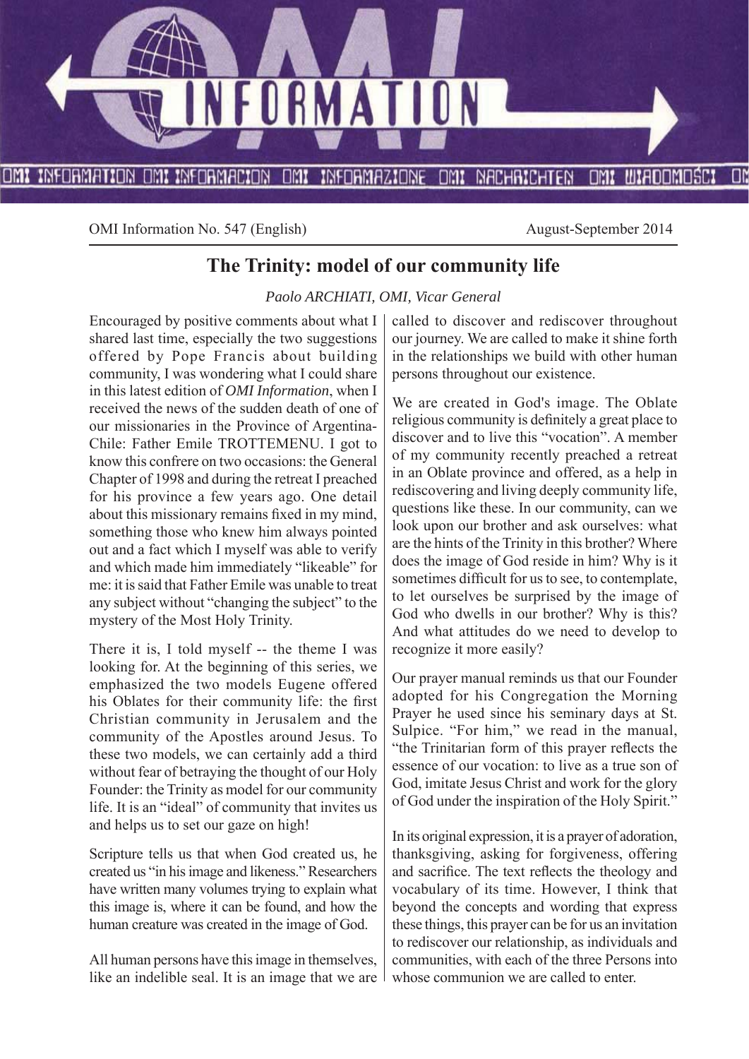OMI Information No. 547 (English) August-September 2014

# The Trinity: model of our community life

*Paolo ARCHIATI, OMI, Vicar General*

Encouraged by positive comments about what I shared last time, especially the two suggestions offered by Pope Francis about building community, I was wondering what I could share in this latest edition of *OMI Information*, when I received the news of the sudden death of one of our missionaries in the Province of Argentina-Chile: Father Emile TROTTEMENU. I got to know this confrere on two occasions: the General Chapter of 1998 and during the retreat I preached for his province a few years ago. One detail about this missionary remains fixed in my mind, something those who knew him always pointed out and a fact which I myself was able to verify and which made him immediately "likeable" for me: it is said that Father Emile was unable to treat any subject without "changing the subject" to the mystery of the Most Holy Trinity.

There it is, I told myself -- the theme I was looking for. At the beginning of this series, we emphasized the two models Eugene offered his Oblates for their community life: the first Christian community in Jerusalem and the community of the Apostles around Jesus. To these two models, we can certainly add a third without fear of betraying the thought of our Holy Founder: the Trinity as model for our community life. It is an "ideal" of community that invites us and helps us to set our gaze on high!

Scripture tells us that when God created us, he created us "in his image and likeness." Researchers have written many volumes trying to explain what this image is, where it can be found, and how the human creature was created in the image of God.

All human persons have this image in themselves, like an indelible seal. It is an image that we are called to discover and rediscover throughout our journey. We are called to make it shine forth in the relationships we build with other human persons throughout our existence.

We are created in God's image. The Oblate religious community is definitely a great place to discover and to live this "vocation". A member of my community recently preached a retreat in an Oblate province and offered, as a help in rediscovering and living deeply community life, questions like these. In our community, can we look upon our brother and ask ourselves: what are the hints of the Trinity in this brother? Where does the image of God reside in him? Why is it sometimes difficult for us to see, to contemplate, to let ourselves be surprised by the image of God who dwells in our brother? Why is this? And what attitudes do we need to develop to recognize it more easily?

Our prayer manual reminds us that our Founder adopted for his Congregation the Morning Prayer he used since his seminary days at St. Sulpice. "For him," we read in the manual, "the Trinitarian form of this prayer reflects the essence of our vocation: to live as a true son of God, imitate Jesus Christ and work for the glory of God under the inspiration of the Holy Spirit."

In its original expression, it is a prayer of adoration, thanksgiving, asking for forgiveness, offering and sacrifice. The text reflects the theology and vocabulary of its time. However, I think that beyond the concepts and wording that express these things, this prayer can be for us an invitation to rediscover our relationship, as individuals and communities, with each of the three Persons into whose communion we are called to enter.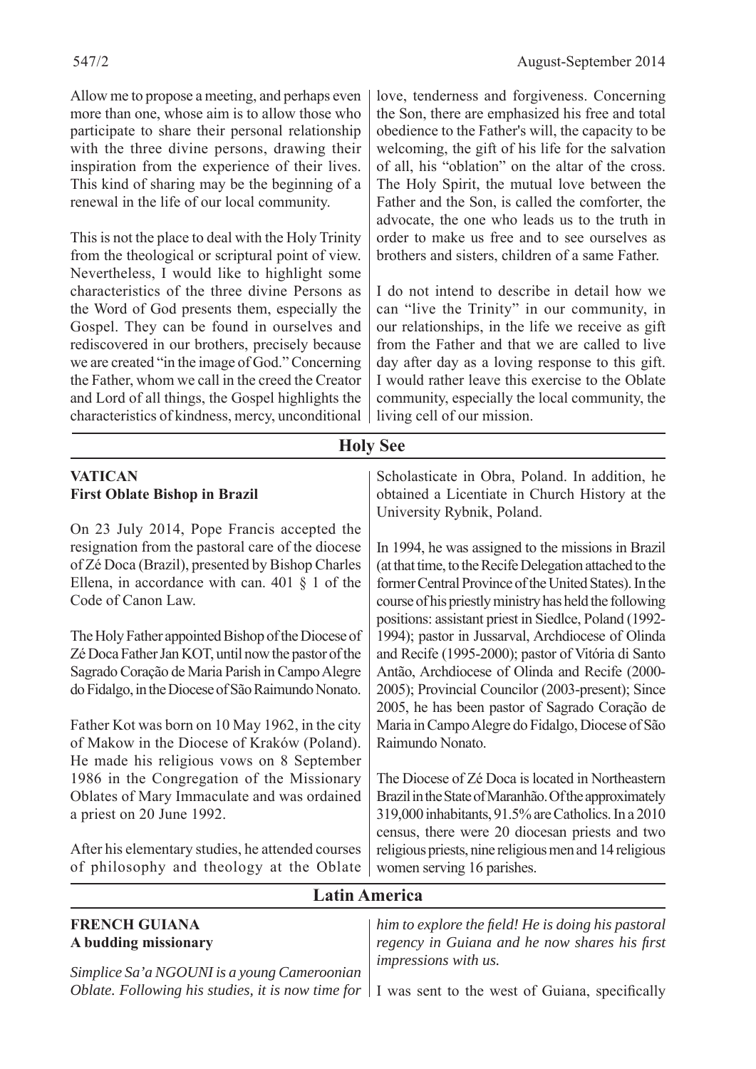Allow me to propose a meeting, and perhaps even more than one, whose aim is to allow those who participate to share their personal relationship with the three divine persons, drawing their inspiration from the experience of their lives. This kind of sharing may be the beginning of a renewal in the life of our local community.

This is not the place to deal with the Holy Trinity from the theological or scriptural point of view. Nevertheless, I would like to highlight some characteristics of the three divine Persons as the Word of God presents them, especially the Gospel. They can be found in ourselves and rediscovered in our brothers, precisely because we are created "in the image of God." Concerning the Father, whom we call in the creed the Creator and Lord of all things, the Gospel highlights the characteristics of kindness, mercy, unconditional love, tenderness and forgiveness. Concerning the Son, there are emphasized his free and total obedience to the Father's will, the capacity to be welcoming, the gift of his life for the salvation of all, his "oblation" on the altar of the cross. The Holy Spirit, the mutual love between the Father and the Son, is called the comforter, the advocate, the one who leads us to the truth in order to make us free and to see ourselves as brothers and sisters, children of a same Father.

I do not intend to describe in detail how we can "live the Trinity" in our community, in our relationships, in the life we receive as gift from the Father and that we are called to live day after day as a loving response to this gift. I would rather leave this exercise to the Oblate community, especially the local community, the living cell of our mission.

## Holy See

### VATICAN
### First Oblate Bishop in Brazil

On 23 July 2014, Pope Francis accepted the resignation from the pastoral care of the diocese of Zé Doca (Brazil), presented by Bishop Charles Ellena, in accordance with can. 401 § 1 of the Code of Canon Law.

The Holy Father appointed Bishop of the Diocese of Zé Doca Father Jan KOT, until now the pastor of the Sagrado Coração de Maria Parish in Campo Alegre do Fidalgo, in the Diocese of São Raimundo Nonato.

Father Kot was born on 10 May 1962, in the city of Makow in the Diocese of Kraków (Poland). He made his religious vows on 8 September 1986 in the Congregation of the Missionary Oblates of Mary Immaculate and was ordained a priest on 20 June 1992.

After his elementary studies, he attended courses of philosophy and theology at the Oblate Scholasticate in Obra, Poland. In addition, he obtained a Licentiate in Church History at the University Rybnik, Poland.

In 1994, he was assigned to the missions in Brazil (at that time, to the Recife Delegation attached to the former Central Province of the United States). In the course of his priestly ministry has held the following positions: assistant priest in Siedlce, Poland (1992-1994); pastor in Jussarval, Archdiocese of Olinda and Recife (1995-2000); pastor of Vitória di Santo Antão, Archdiocese of Olinda and Recife (2000-2005); Provincial Councilor (2003-present); Since 2005, he has been pastor of Sagrado Coração de Maria in Campo Alegre do Fidalgo, Diocese of São Raimundo Nonato.

The Diocese of Zé Doca is located in Northeastern Brazil in the State of Maranhão. Of the approximately 319,000 inhabitants, 91.5% are Catholics. In a 2010 census, there were 20 diocesan priests and two religious priests, nine religious men and 14 religious women serving 16 parishes.

## Latin America

### FRENCH GUIANA
### A budding missionary

*Simplice Sa'a NGOUNI is a young Cameroonian Oblate. Following his studies, it is now time for him to explore the field! He is doing his pastoral regency in Guiana and he now shares his first impressions with us.*

I was sent to the west of Guiana, specifically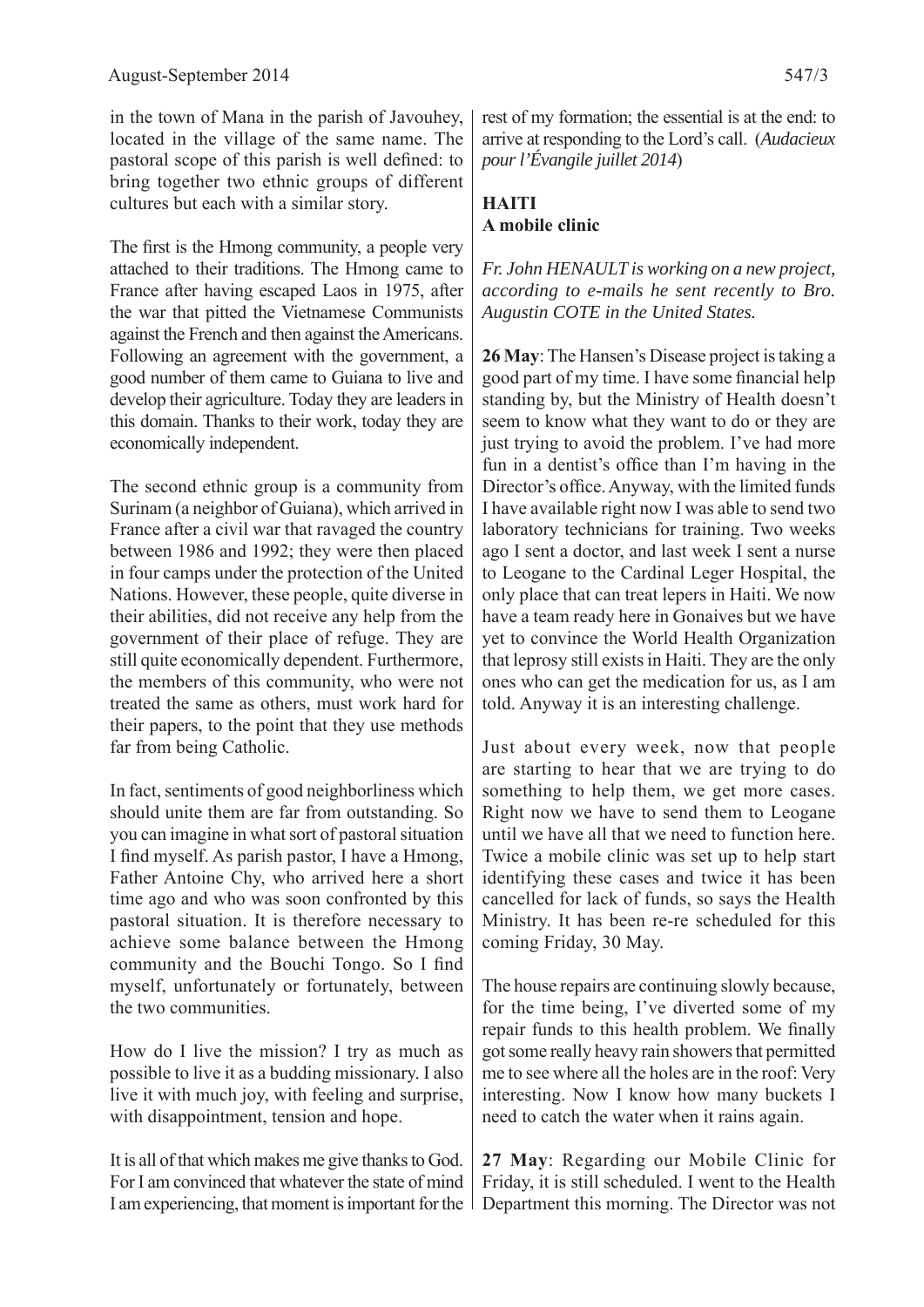in the town of Mana in the parish of Javouhey, located in the village of the same name. The pastoral scope of this parish is well defined: to bring together two ethnic groups of different cultures but each with a similar story.

The first is the Hmong community, a people very attached to their traditions. The Hmong came to France after having escaped Laos in 1975, after the war that pitted the Vietnamese Communists against the French and then against the Americans. Following an agreement with the government, a good number of them came to Guiana to live and develop their agriculture. Today they are leaders in this domain. Thanks to their work, today they are economically independent.

The second ethnic group is a community from Surinam (a neighbor of Guiana), which arrived in France after a civil war that ravaged the country between 1986 and 1992; they were then placed in four camps under the protection of the United Nations. However, these people, quite diverse in their abilities, did not receive any help from the government of their place of refuge. They are still quite economically dependent. Furthermore, the members of this community, who were not treated the same as others, must work hard for their papers, to the point that they use methods far from being Catholic.

In fact, sentiments of good neighborliness which should unite them are far from outstanding. So you can imagine in what sort of pastoral situation I find myself. As parish pastor, I have a Hmong, Father Antoine Chy, who arrived here a short time ago and who was soon confronted by this pastoral situation. It is therefore necessary to achieve some balance between the Hmong community and the Bouchi Tongo. So I find myself, unfortunately or fortunately, between the two communities.

How do I live the mission? I try as much as possible to live it as a budding missionary. I also live it with much joy, with feeling and surprise, with disappointment, tension and hope.

It is all of that which makes me give thanks to God. For I am convinced that whatever the state of mind I am experiencing, that moment is important for the rest of my formation; the essential is at the end: to arrive at responding to the Lord's call. (*Audacieux pour l'Évangile juillet 2014*)

## HAITI
### A mobile clinic

*Fr. John HENAULT is working on a new project, according to e-mails he sent recently to Bro. Augustin COTE in the United States.*

**26 May**: The Hansen's Disease project is taking a good part of my time. I have some financial help standing by, but the Ministry of Health doesn't seem to know what they want to do or they are just trying to avoid the problem. I've had more fun in a dentist's office than I'm having in the Director's office. Anyway, with the limited funds I have available right now I was able to send two laboratory technicians for training. Two weeks ago I sent a doctor, and last week I sent a nurse to Leogane to the Cardinal Leger Hospital, the only place that can treat lepers in Haiti. We now have a team ready here in Gonaives but we have yet to convince the World Health Organization that leprosy still exists in Haiti. They are the only ones who can get the medication for us, as I am told. Anyway it is an interesting challenge.

Just about every week, now that people are starting to hear that we are trying to do something to help them, we get more cases. Right now we have to send them to Leogane until we have all that we need to function here. Twice a mobile clinic was set up to help start identifying these cases and twice it has been cancelled for lack of funds, so says the Health Ministry. It has been re-re scheduled for this coming Friday, 30 May.

The house repairs are continuing slowly because, for the time being, I've diverted some of my repair funds to this health problem. We finally got some really heavy rain showers that permitted me to see where all the holes are in the roof: Very interesting. Now I know how many buckets I need to catch the water when it rains again.

**27 May**: Regarding our Mobile Clinic for Friday, it is still scheduled. I went to the Health Department this morning. The Director was not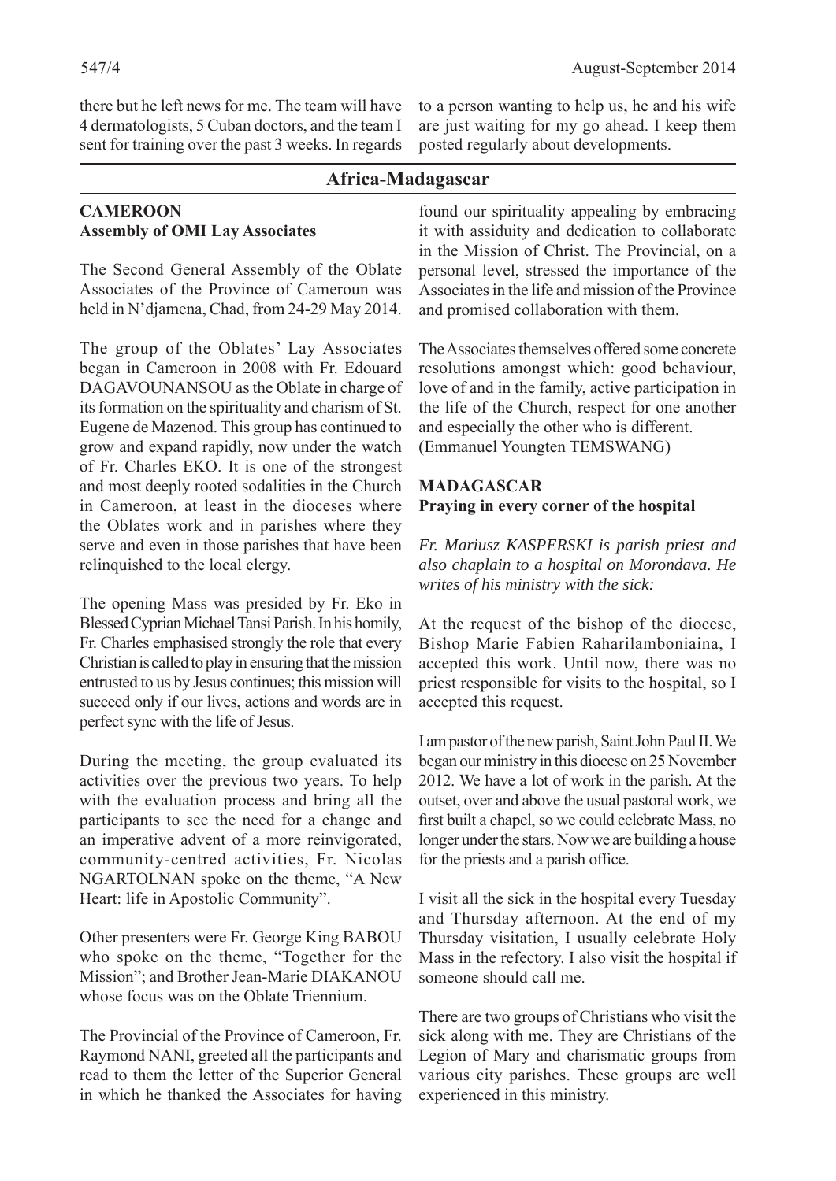there but he left news for me. The team will have 4 dermatologists, 5 Cuban doctors, and the team I sent for training over the past 3 weeks. In regards to a person wanting to help us, he and his wife are just waiting for my go ahead. I keep them posted regularly about developments.

## Africa-Madagascar

### CAMEROON
**Assembly of OMI Lay Associates**

The Second General Assembly of the Oblate Associates of the Province of Cameroun was held in N'djamena, Chad, from 24-29 May 2014.

The group of the Oblates' Lay Associates began in Cameroon in 2008 with Fr. Edouard DAGAVOUNANSOU as the Oblate in charge of its formation on the spirituality and charism of St. Eugene de Mazenod. This group has continued to grow and expand rapidly, now under the watch of Fr. Charles EKO. It is one of the strongest and most deeply rooted sodalities in the Church in Cameroon, at least in the dioceses where the Oblates work and in parishes where they serve and even in those parishes that have been relinquished to the local clergy.

The opening Mass was presided by Fr. Eko in Blessed Cyprian Michael Tansi Parish. In his homily, Fr. Charles emphasised strongly the role that every Christian is called to play in ensuring that the mission entrusted to us by Jesus continues; this mission will succeed only if our lives, actions and words are in perfect sync with the life of Jesus.

During the meeting, the group evaluated its activities over the previous two years. To help with the evaluation process and bring all the participants to see the need for a change and an imperative advent of a more reinvigorated, community-centred activities, Fr. Nicolas NGARTOLNAN spoke on the theme, "A New Heart: life in Apostolic Community".

Other presenters were Fr. George King BABOU who spoke on the theme, "Together for the Mission"; and Brother Jean-Marie DIAKANOU whose focus was on the Oblate Triennium.

The Provincial of the Province of Cameroon, Fr. Raymond NANI, greeted all the participants and read to them the letter of the Superior General in which he thanked the Associates for having found our spirituality appealing by embracing it with assiduity and dedication to collaborate in the Mission of Christ. The Provincial, on a personal level, stressed the importance of the Associates in the life and mission of the Province and promised collaboration with them.

The Associates themselves offered some concrete resolutions amongst which: good behaviour, love of and in the family, active participation in the life of the Church, respect for one another and especially the other who is different. (Emmanuel Youngten TEMSWANG)

### MADAGASCAR
**Praying in every corner of the hospital**

*Fr. Mariusz KASPERSKI is parish priest and also chaplain to a hospital on Morondava. He writes of his ministry with the sick:*

At the request of the bishop of the diocese, Bishop Marie Fabien Raharilamboniaina, I accepted this work. Until now, there was no priest responsible for visits to the hospital, so I accepted this request.

I am pastor of the new parish, Saint John Paul II. We began our ministry in this diocese on 25 November 2012. We have a lot of work in the parish. At the outset, over and above the usual pastoral work, we first built a chapel, so we could celebrate Mass, no longer under the stars. Now we are building a house for the priests and a parish office.

I visit all the sick in the hospital every Tuesday and Thursday afternoon. At the end of my Thursday visitation, I usually celebrate Holy Mass in the refectory. I also visit the hospital if someone should call me.

There are two groups of Christians who visit the sick along with me. They are Christians of the Legion of Mary and charismatic groups from various city parishes. These groups are well experienced in this ministry.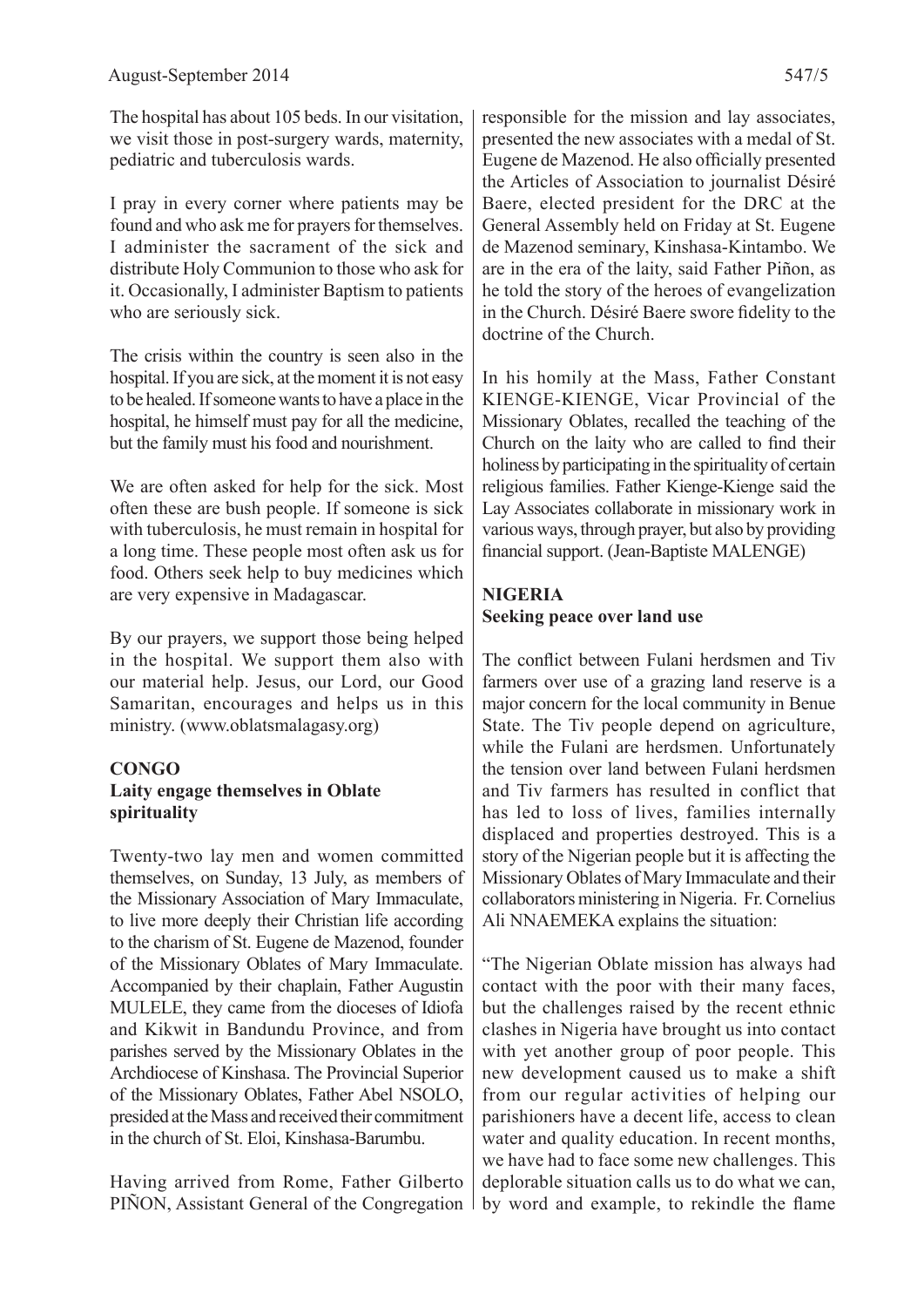The hospital has about 105 beds. In our visitation, we visit those in post-surgery wards, maternity, pediatric and tuberculosis wards.

I pray in every corner where patients may be found and who ask me for prayers for themselves. I administer the sacrament of the sick and distribute Holy Communion to those who ask for it. Occasionally, I administer Baptism to patients who are seriously sick.

The crisis within the country is seen also in the hospital. If you are sick, at the moment it is not easy to be healed. If someone wants to have a place in the hospital, he himself must pay for all the medicine, but the family must his food and nourishment.

We are often asked for help for the sick. Most often these are bush people. If someone is sick with tuberculosis, he must remain in hospital for a long time. These people most often ask us for food. Others seek help to buy medicines which are very expensive in Madagascar.

By our prayers, we support those being helped in the hospital. We support them also with our material help. Jesus, our Lord, our Good Samaritan, encourages and helps us in this ministry. (www.oblatsmalagasy.org)

## CONGO
### Laity engage themselves in Oblate spirituality

Twenty-two lay men and women committed themselves, on Sunday, 13 July, as members of the Missionary Association of Mary Immaculate, to live more deeply their Christian life according to the charism of St. Eugene de Mazenod, founder of the Missionary Oblates of Mary Immaculate. Accompanied by their chaplain, Father Augustin MULELE, they came from the dioceses of Idiofa and Kikwit in Bandundu Province, and from parishes served by the Missionary Oblates in the Archdiocese of Kinshasa. The Provincial Superior of the Missionary Oblates, Father Abel NSOLO, presided at the Mass and received their commitment in the church of St. Eloi, Kinshasa-Barumbu.

Having arrived from Rome, Father Gilberto PIÑON, Assistant General of the Congregation responsible for the mission and lay associates, presented the new associates with a medal of St. Eugene de Mazenod. He also officially presented the Articles of Association to journalist Désiré Baere, elected president for the DRC at the General Assembly held on Friday at St. Eugene de Mazenod seminary, Kinshasa-Kintambo. We are in the era of the laity, said Father Piñon, as he told the story of the heroes of evangelization in the Church. Désiré Baere swore fidelity to the doctrine of the Church.

In his homily at the Mass, Father Constant KIENGE-KIENGE, Vicar Provincial of the Missionary Oblates, recalled the teaching of the Church on the laity who are called to find their holiness by participating in the spirituality of certain religious families. Father Kienge-Kienge said the Lay Associates collaborate in missionary work in various ways, through prayer, but also by providing financial support. (Jean-Baptiste MALENGE)

## NIGERIA
### Seeking peace over land use

The conflict between Fulani herdsmen and Tiv farmers over use of a grazing land reserve is a major concern for the local community in Benue State. The Tiv people depend on agriculture, while the Fulani are herdsmen. Unfortunately the tension over land between Fulani herdsmen and Tiv farmers has resulted in conflict that has led to loss of lives, families internally displaced and properties destroyed. This is a story of the Nigerian people but it is affecting the Missionary Oblates of Mary Immaculate and their collaborators ministering in Nigeria. Fr. Cornelius Ali NNAEMEKA explains the situation:

"The Nigerian Oblate mission has always had contact with the poor with their many faces, but the challenges raised by the recent ethnic clashes in Nigeria have brought us into contact with yet another group of poor people. This new development caused us to make a shift from our regular activities of helping our parishioners have a decent life, access to clean water and quality education. In recent months, we have had to face some new challenges. This deplorable situation calls us to do what we can, by word and example, to rekindle the flame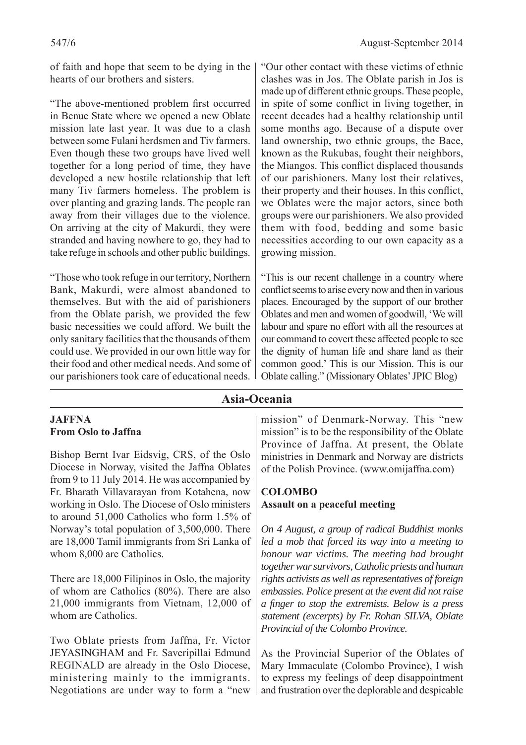of faith and hope that seem to be dying in the hearts of our brothers and sisters.

"The above-mentioned problem first occurred in Benue State where we opened a new Oblate mission late last year. It was due to a clash between some Fulani herdsmen and Tiv farmers. Even though these two groups have lived well together for a long period of time, they have developed a new hostile relationship that left many Tiv farmers homeless. The problem is over planting and grazing lands. The people ran away from their villages due to the violence. On arriving at the city of Makurdi, they were stranded and having nowhere to go, they had to take refuge in schools and other public buildings.

"Those who took refuge in our territory, Northern Bank, Makurdi, were almost abandoned to themselves. But with the aid of parishioners from the Oblate parish, we provided the few basic necessities we could afford. We built the only sanitary facilities that the thousands of them could use. We provided in our own little way for their food and other medical needs. And some of our parishioners took care of educational needs.

"Our other contact with these victims of ethnic clashes was in Jos. The Oblate parish in Jos is made up of different ethnic groups. These people, in spite of some conflict in living together, in recent decades had a healthy relationship until some months ago. Because of a dispute over land ownership, two ethnic groups, the Bace, known as the Rukubas, fought their neighbors, the Miangos. This conflict displaced thousands of our parishioners. Many lost their relatives, their property and their houses. In this conflict, we Oblates were the major actors, since both groups were our parishioners. We also provided them with food, bedding and some basic necessities according to our own capacity as a growing mission.

"This is our recent challenge in a country where conflict seems to arise every now and then in various places. Encouraged by the support of our brother Oblates and men and women of goodwill, 'We will labour and spare no effort with all the resources at our command to covert these affected people to see the dignity of human life and share land as their common good.' This is our Mission. This is our Oblate calling." (Missionary Oblates' JPIC Blog)

## Asia-Oceania

### JAFFNA
### From Oslo to Jaffna

Bishop Bernt Ivar Eidsvig, CRS, of the Oslo Diocese in Norway, visited the Jaffna Oblates from 9 to 11 July 2014. He was accompanied by Fr. Bharath Villavarayan from Kotahena, now working in Oslo. The Diocese of Oslo ministers to around 51,000 Catholics who form 1.5% of Norway's total population of 3,500,000. There are 18,000 Tamil immigrants from Sri Lanka of whom 8,000 are Catholics.

There are 18,000 Filipinos in Oslo, the majority of whom are Catholics (80%). There are also 21,000 immigrants from Vietnam, 12,000 of whom are Catholics.

Two Oblate priests from Jaffna, Fr. Victor JEYASINGHAM and Fr. Saveripillai Edmund REGINALD are already in the Oslo Diocese, ministering mainly to the immigrants. Negotiations are under way to form a "new mission" of Denmark-Norway. This "new mission" is to be the responsibility of the Oblate Province of Jaffna. At present, the Oblate ministries in Denmark and Norway are districts of the Polish Province. (www.omijaffna.com)

### COLOMBO
### Assault on a peaceful meeting

*On 4 August, a group of radical Buddhist monks led a mob that forced its way into a meeting to honour war victims. The meeting had brought together war survivors, Catholic priests and human rights activists as well as representatives of foreign embassies. Police present at the event did not raise a finger to stop the extremists. Below is a press statement (excerpts) by Fr. Rohan SILVA, Oblate Provincial of the Colombo Province.*

As the Provincial Superior of the Oblates of Mary Immaculate (Colombo Province), I wish to express my feelings of deep disappointment and frustration over the deplorable and despicable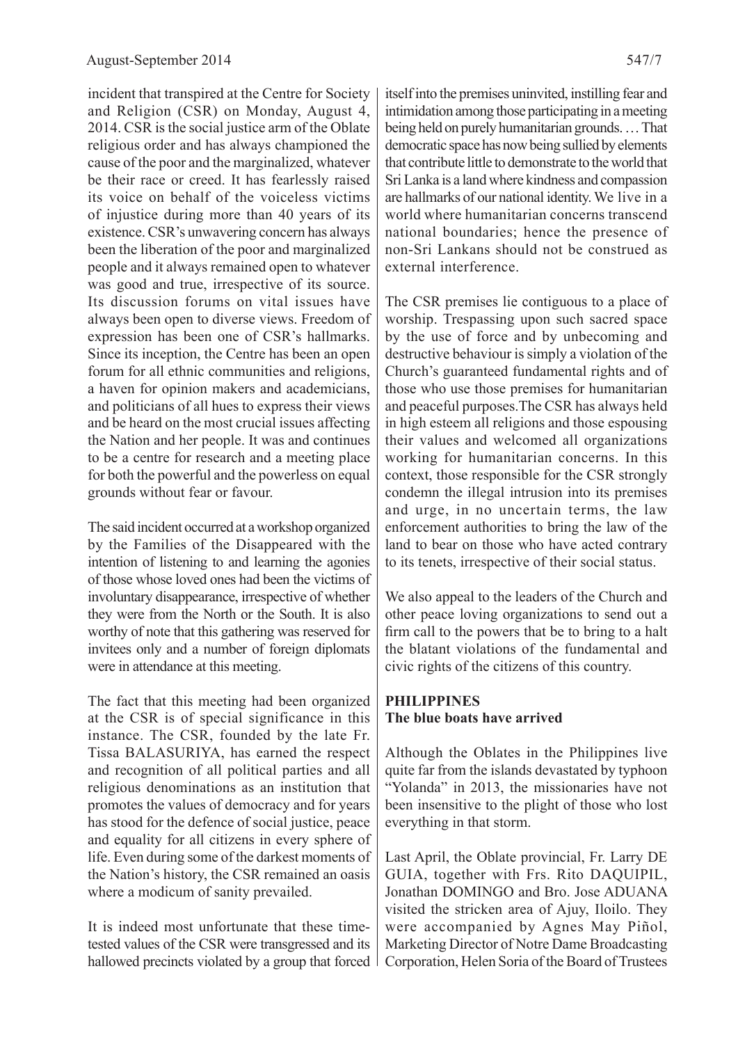incident that transpired at the Centre for Society and Religion (CSR) on Monday, August 4, 2014. CSR is the social justice arm of the Oblate religious order and has always championed the cause of the poor and the marginalized, whatever be their race or creed. It has fearlessly raised its voice on behalf of the voiceless victims of injustice during more than 40 years of its existence. CSR's unwavering concern has always been the liberation of the poor and marginalized people and it always remained open to whatever was good and true, irrespective of its source. Its discussion forums on vital issues have always been open to diverse views. Freedom of expression has been one of CSR's hallmarks. Since its inception, the Centre has been an open forum for all ethnic communities and religions, a haven for opinion makers and academicians, and politicians of all hues to express their views and be heard on the most crucial issues affecting the Nation and her people. It was and continues to be a centre for research and a meeting place for both the powerful and the powerless on equal grounds without fear or favour.

The said incident occurred at a workshop organized by the Families of the Disappeared with the intention of listening to and learning the agonies of those whose loved ones had been the victims of involuntary disappearance, irrespective of whether they were from the North or the South. It is also worthy of note that this gathering was reserved for invitees only and a number of foreign diplomats were in attendance at this meeting.

The fact that this meeting had been organized at the CSR is of special significance in this instance. The CSR, founded by the late Fr. Tissa BALASURIYA, has earned the respect and recognition of all political parties and all religious denominations as an institution that promotes the values of democracy and for years has stood for the defence of social justice, peace and equality for all citizens in every sphere of life. Even during some of the darkest moments of the Nation's history, the CSR remained an oasis where a modicum of sanity prevailed.

It is indeed most unfortunate that these time-tested values of the CSR were transgressed and its hallowed precincts violated by a group that forced itself into the premises uninvited, instilling fear and intimidation among those participating in a meeting being held on purely humanitarian grounds. … That democratic space has now being sullied by elements that contribute little to demonstrate to the world that Sri Lanka is a land where kindness and compassion are hallmarks of our national identity. We live in a world where humanitarian concerns transcend national boundaries; hence the presence of non-Sri Lankans should not be construed as external interference.

The CSR premises lie contiguous to a place of worship. Trespassing upon such sacred space by the use of force and by unbecoming and destructive behaviour is simply a violation of the Church's guaranteed fundamental rights and of those who use those premises for humanitarian and peaceful purposes.The CSR has always held in high esteem all religions and those espousing their values and welcomed all organizations working for humanitarian concerns. In this context, those responsible for the CSR strongly condemn the illegal intrusion into its premises and urge, in no uncertain terms, the law enforcement authorities to bring the law of the land to bear on those who have acted contrary to its tenets, irrespective of their social status.

We also appeal to the leaders of the Church and other peace loving organizations to send out a firm call to the powers that be to bring to a halt the blatant violations of the fundamental and civic rights of the citizens of this country.

## PHILIPPINES

### The blue boats have arrived

Although the Oblates in the Philippines live quite far from the islands devastated by typhoon "Yolanda" in 2013, the missionaries have not been insensitive to the plight of those who lost everything in that storm.

Last April, the Oblate provincial, Fr. Larry DE GUIA, together with Frs. Rito DAQUIPIL, Jonathan DOMINGO and Bro. Jose ADUANA visited the stricken area of Ajuy, Iloilo. They were accompanied by Agnes May Piñol, Marketing Director of Notre Dame Broadcasting Corporation, Helen Soria of the Board of Trustees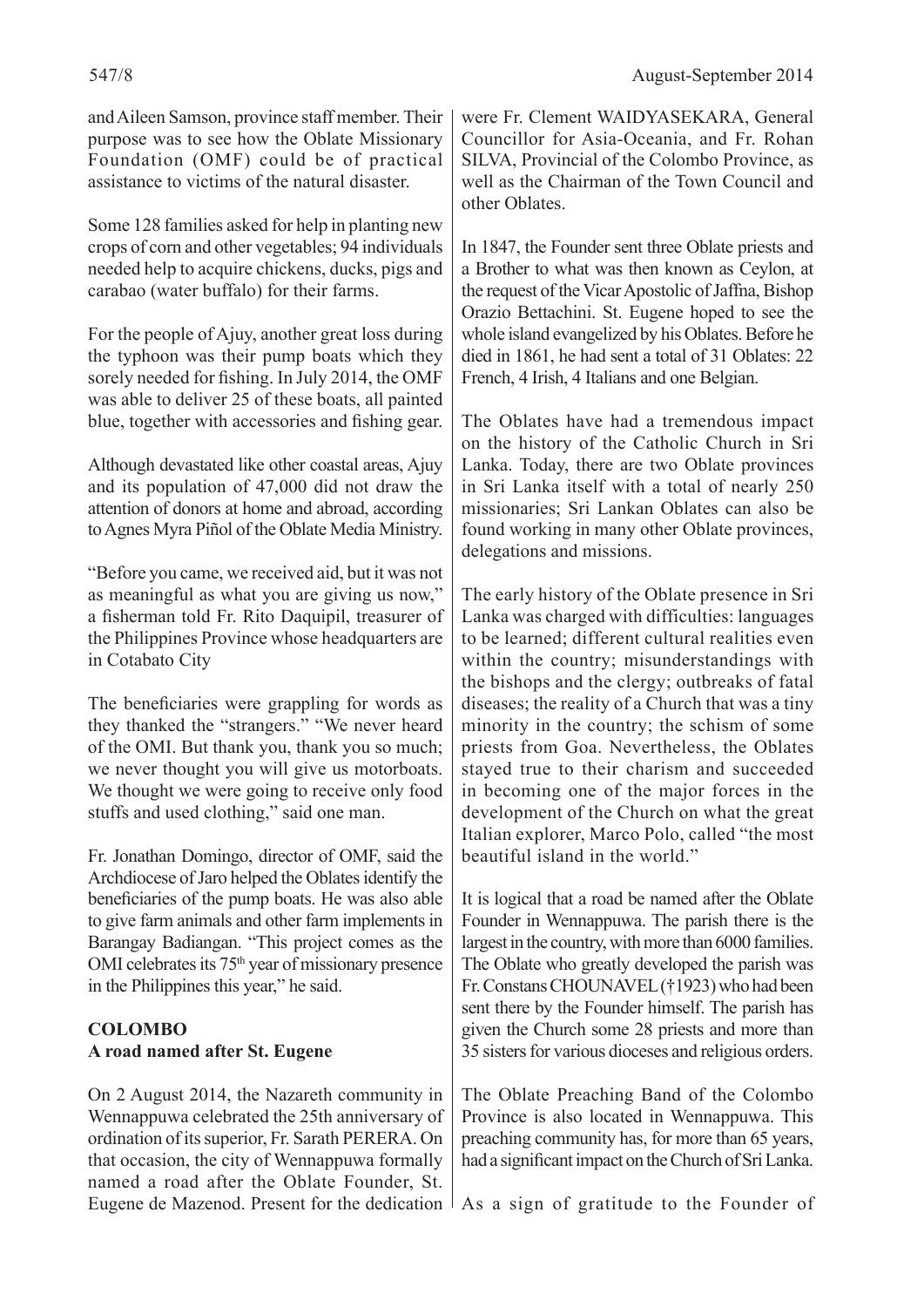and Aileen Samson, province staff member. Their purpose was to see how the Oblate Missionary Foundation (OMF) could be of practical assistance to victims of the natural disaster.

Some 128 families asked for help in planting new crops of corn and other vegetables; 94 individuals needed help to acquire chickens, ducks, pigs and carabao (water buffalo) for their farms.

For the people of Ajuy, another great loss during the typhoon was their pump boats which they sorely needed for fishing. In July 2014, the OMF was able to deliver 25 of these boats, all painted blue, together with accessories and fishing gear.

Although devastated like other coastal areas, Ajuy and its population of 47,000 did not draw the attention of donors at home and abroad, according to Agnes Myra Piñol of the Oblate Media Ministry.

"Before you came, we received aid, but it was not as meaningful as what you are giving us now," a fisherman told Fr. Rito Daquipil, treasurer of the Philippines Province whose headquarters are in Cotabato City

The beneficiaries were grappling for words as they thanked the "strangers." "We never heard of the OMI. But thank you, thank you so much; we never thought you will give us motorboats. We thought we were going to receive only food stuffs and used clothing," said one man.

Fr. Jonathan Domingo, director of OMF, said the Archdiocese of Jaro helped the Oblates identify the beneficiaries of the pump boats. He was also able to give farm animals and other farm implements in Barangay Badiangan. "This project comes as the OMI celebrates its 75th year of missionary presence in the Philippines this year," he said.

**COLOMBO**
**A road named after St. Eugene**

On 2 August 2014, the Nazareth community in Wennappuwa celebrated the 25th anniversary of ordination of its superior, Fr. Sarath PERERA. On that occasion, the city of Wennappuwa formally named a road after the Oblate Founder, St. Eugene de Mazenod. Present for the dedication were Fr. Clement WAIDYASEKARA, General Councillor for Asia-Oceania, and Fr. Rohan SILVA, Provincial of the Colombo Province, as well as the Chairman of the Town Council and other Oblates.

In 1847, the Founder sent three Oblate priests and a Brother to what was then known as Ceylon, at the request of the Vicar Apostolic of Jaffna, Bishop Orazio Bettachini. St. Eugene hoped to see the whole island evangelized by his Oblates. Before he died in 1861, he had sent a total of 31 Oblates: 22 French, 4 Irish, 4 Italians and one Belgian.

The Oblates have had a tremendous impact on the history of the Catholic Church in Sri Lanka. Today, there are two Oblate provinces in Sri Lanka itself with a total of nearly 250 missionaries; Sri Lankan Oblates can also be found working in many other Oblate provinces, delegations and missions.

The early history of the Oblate presence in Sri Lanka was charged with difficulties: languages to be learned; different cultural realities even within the country; misunderstandings with the bishops and the clergy; outbreaks of fatal diseases; the reality of a Church that was a tiny minority in the country; the schism of some priests from Goa. Nevertheless, the Oblates stayed true to their charism and succeeded in becoming one of the major forces in the development of the Church on what the great Italian explorer, Marco Polo, called "the most beautiful island in the world."

It is logical that a road be named after the Oblate Founder in Wennappuwa. The parish there is the largest in the country, with more than 6000 families. The Oblate who greatly developed the parish was Fr. Constans CHOUNAVEL (†1923) who had been sent there by the Founder himself. The parish has given the Church some 28 priests and more than 35 sisters for various dioceses and religious orders.

The Oblate Preaching Band of the Colombo Province is also located in Wennappuwa. This preaching community has, for more than 65 years, had a significant impact on the Church of Sri Lanka.

As a sign of gratitude to the Founder of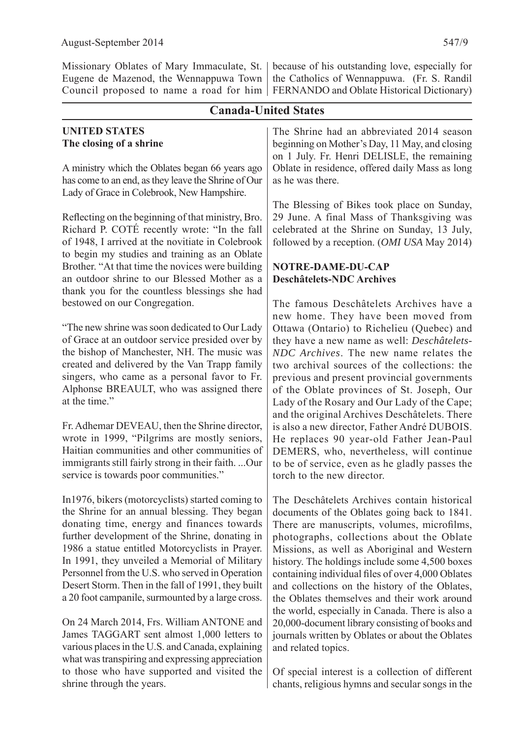Missionary Oblates of Mary Immaculate, St. Eugene de Mazenod, the Wennappuwa Town Council proposed to name a road for him because of his outstanding love, especially for the Catholics of Wennappuwa. (Fr. S. Randil FERNANDO and Oblate Historical Dictionary)

## Canada-United States

### UNITED STATES
**The closing of a shrine**

A ministry which the Oblates began 66 years ago has come to an end, as they leave the Shrine of Our Lady of Grace in Colebrook, New Hampshire.

Reflecting on the beginning of that ministry, Bro. Richard P. COTÉ recently wrote: "In the fall of 1948, I arrived at the novitiate in Colebrook to begin my studies and training as an Oblate Brother. "At that time the novices were building an outdoor shrine to our Blessed Mother as a thank you for the countless blessings she had bestowed on our Congregation.

"The new shrine was soon dedicated to Our Lady of Grace at an outdoor service presided over by the bishop of Manchester, NH. The music was created and delivered by the Van Trapp family singers, who came as a personal favor to Fr. Alphonse BREAULT, who was assigned there at the time."

Fr. Adhemar DEVEAU, then the Shrine director, wrote in 1999, "Pilgrims are mostly seniors, Haitian communities and other communities of immigrants still fairly strong in their faith. ...Our service is towards poor communities."

In1976, bikers (motorcyclists) started coming to the Shrine for an annual blessing. They began donating time, energy and finances towards further development of the Shrine, donating in 1986 a statue entitled Motorcyclists in Prayer. In 1991, they unveiled a Memorial of Military Personnel from the U.S. who served in Operation Desert Storm. Then in the fall of 1991, they built a 20 foot campanile, surmounted by a large cross.

On 24 March 2014, Frs. William ANTONE and James TAGGART sent almost 1,000 letters to various places in the U.S. and Canada, explaining what was transpiring and expressing appreciation to those who have supported and visited the shrine through the years.

The Shrine had an abbreviated 2014 season beginning on Mother's Day, 11 May, and closing on 1 July. Fr. Henri DELISLE, the remaining Oblate in residence, offered daily Mass as long as he was there.

The Blessing of Bikes took place on Sunday, 29 June. A final Mass of Thanksgiving was celebrated at the Shrine on Sunday, 13 July, followed by a reception. (*OMI USA* May 2014)

### NOTRE-DAME-DU-CAP
**Deschâtelets-NDC Archives**

The famous Deschâtelets Archives have a new home. They have been moved from Ottawa (Ontario) to Richelieu (Quebec) and they have a new name as well: *Deschâtelets-NDC Archives*. The new name relates the two archival sources of the collections: the previous and present provincial governments of the Oblate provinces of St. Joseph, Our Lady of the Rosary and Our Lady of the Cape; and the original Archives Deschâtelets. There is also a new director, Father André DUBOIS. He replaces 90 year-old Father Jean-Paul DEMERS, who, nevertheless, will continue to be of service, even as he gladly passes the torch to the new director.

The Deschâtelets Archives contain historical documents of the Oblates going back to 1841. There are manuscripts, volumes, microfilms, photographs, collections about the Oblate Missions, as well as Aboriginal and Western history. The holdings include some 4,500 boxes containing individual files of over 4,000 Oblates and collections on the history of the Oblates, the Oblates themselves and their work around the world, especially in Canada. There is also a 20,000-document library consisting of books and journals written by Oblates or about the Oblates and related topics.

Of special interest is a collection of different chants, religious hymns and secular songs in the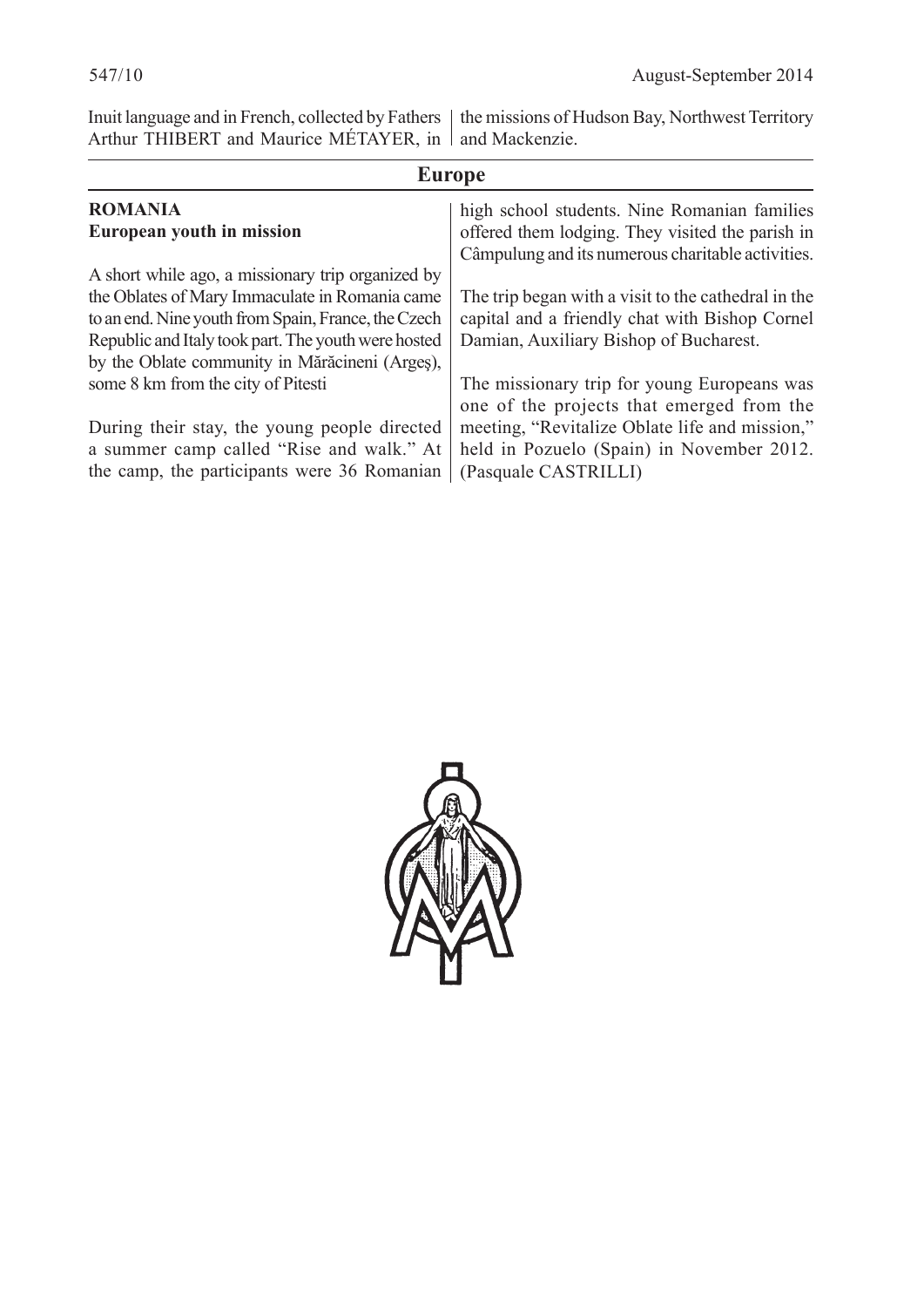Inuit language and in French, collected by Fathers Arthur THIBERT and Maurice MÉTAYER, in the missions of Hudson Bay, Northwest Territory and Mackenzie.

## Europe

### ROMANIA

**European youth in mission**

A short while ago, a missionary trip organized by the Oblates of Mary Immaculate in Romania came to an end. Nine youth from Spain, France, the Czech Republic and Italy took part. The youth were hosted by the Oblate community in Mărăcineni (Argeș), some 8 km from the city of Pitesti

During their stay, the young people directed a summer camp called "Rise and walk." At the camp, the participants were 36 Romanian high school students. Nine Romanian families offered them lodging. They visited the parish in Câmpulung and its numerous charitable activities.

The trip began with a visit to the cathedral in the capital and a friendly chat with Bishop Cornel Damian, Auxiliary Bishop of Bucharest.

The missionary trip for young Europeans was one of the projects that emerged from the meeting, "Revitalize Oblate life and mission," held in Pozuelo (Spain) in November 2012. (Pasquale CASTRILLI)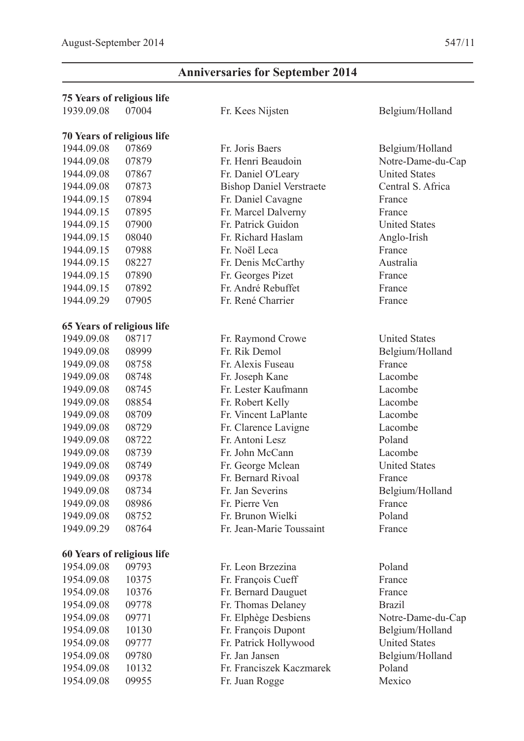## Anniversaries for September 2014

**75 Years of religious life**

| | | | |
|---|---|---|---|
| 1939.09.08 | 07004 | Fr. Kees Nijsten | Belgium/Holland |

**70 Years of religious life**

| | | | |
|---|---|---|---|
| 1944.09.08 | 07869 | Fr. Joris Baers | Belgium/Holland |
| 1944.09.08 | 07879 | Fr. Henri Beaudoin | Notre-Dame-du-Cap |
| 1944.09.08 | 07867 | Fr. Daniel O'Leary | United States |
| 1944.09.08 | 07873 | Bishop Daniel Verstraete | Central S. Africa |
| 1944.09.15 | 07894 | Fr. Daniel Cavagne | France |
| 1944.09.15 | 07895 | Fr. Marcel Dalverny | France |
| 1944.09.15 | 07900 | Fr. Patrick Guidon | United States |
| 1944.09.15 | 08040 | Fr. Richard Haslam | Anglo-Irish |
| 1944.09.15 | 07988 | Fr. Noël Leca | France |
| 1944.09.15 | 08227 | Fr. Denis McCarthy | Australia |
| 1944.09.15 | 07890 | Fr. Georges Pizet | France |
| 1944.09.15 | 07892 | Fr. André Rebuffet | France |
| 1944.09.29 | 07905 | Fr. René Charrier | France |

**65 Years of religious life**

| | | | |
|---|---|---|---|
| 1949.09.08 | 08717 | Fr. Raymond Crowe | United States |
| 1949.09.08 | 08999 | Fr. Rik Demol | Belgium/Holland |
| 1949.09.08 | 08758 | Fr. Alexis Fuseau | France |
| 1949.09.08 | 08748 | Fr. Joseph Kane | Lacombe |
| 1949.09.08 | 08745 | Fr. Lester Kaufmann | Lacombe |
| 1949.09.08 | 08854 | Fr. Robert Kelly | Lacombe |
| 1949.09.08 | 08709 | Fr. Vincent LaPlante | Lacombe |
| 1949.09.08 | 08729 | Fr. Clarence Lavigne | Lacombe |
| 1949.09.08 | 08722 | Fr. Antoni Lesz | Poland |
| 1949.09.08 | 08739 | Fr. John McCann | Lacombe |
| 1949.09.08 | 08749 | Fr. George Mclean | United States |
| 1949.09.08 | 09378 | Fr. Bernard Rivoal | France |
| 1949.09.08 | 08734 | Fr. Jan Severins | Belgium/Holland |
| 1949.09.08 | 08986 | Fr. Pierre Ven | France |
| 1949.09.08 | 08752 | Fr. Brunon Wielki | Poland |
| 1949.09.29 | 08764 | Fr. Jean-Marie Toussaint | France |

**60 Years of religious life**

| | | | |
|---|---|---|---|
| 1954.09.08 | 09793 | Fr. Leon Brzezina | Poland |
| 1954.09.08 | 10375 | Fr. François Cueff | France |
| 1954.09.08 | 10376 | Fr. Bernard Dauguet | France |
| 1954.09.08 | 09778 | Fr. Thomas Delaney | Brazil |
| 1954.09.08 | 09771 | Fr. Elphège Desbiens | Notre-Dame-du-Cap |
| 1954.09.08 | 10130 | Fr. François Dupont | Belgium/Holland |
| 1954.09.08 | 09777 | Fr. Patrick Hollywood | United States |
| 1954.09.08 | 09780 | Fr. Jan Jansen | Belgium/Holland |
| 1954.09.08 | 10132 | Fr. Franciszek Kaczmarek | Poland |
| 1954.09.08 | 09955 | Fr. Juan Rogge | Mexico |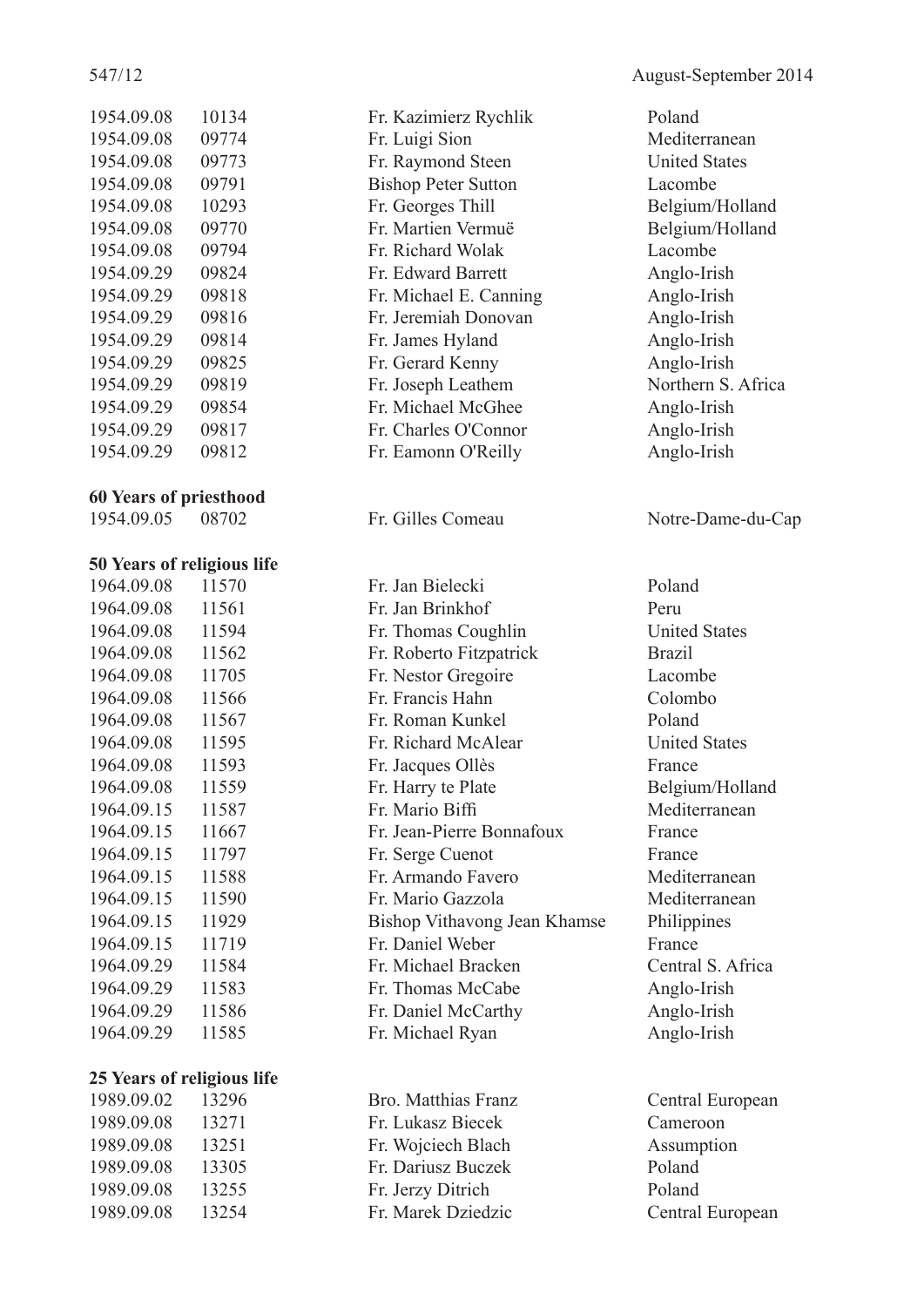| | | | |
|---|---|---|---|
| 1954.09.08 | 10134 | Fr. Kazimierz Rychlik | Poland |
| 1954.09.08 | 09774 | Fr. Luigi Sion | Mediterranean |
| 1954.09.08 | 09773 | Fr. Raymond Steen | United States |
| 1954.09.08 | 09791 | Bishop Peter Sutton | Lacombe |
| 1954.09.08 | 10293 | Fr. Georges Thill | Belgium/Holland |
| 1954.09.08 | 09770 | Fr. Martien Vermuë | Belgium/Holland |
| 1954.09.08 | 09794 | Fr. Richard Wolak | Lacombe |
| 1954.09.29 | 09824 | Fr. Edward Barrett | Anglo-Irish |
| 1954.09.29 | 09818 | Fr. Michael E. Canning | Anglo-Irish |
| 1954.09.29 | 09816 | Fr. Jeremiah Donovan | Anglo-Irish |
| 1954.09.29 | 09814 | Fr. James Hyland | Anglo-Irish |
| 1954.09.29 | 09825 | Fr. Gerard Kenny | Anglo-Irish |
| 1954.09.29 | 09819 | Fr. Joseph Leathem | Northern S. Africa |
| 1954.09.29 | 09854 | Fr. Michael McGhee | Anglo-Irish |
| 1954.09.29 | 09817 | Fr. Charles O'Connor | Anglo-Irish |
| 1954.09.29 | 09812 | Fr. Eamonn O'Reilly | Anglo-Irish |

**60 Years of priesthood**

| | | | |
|---|---|---|---|
| 1954.09.05 | 08702 | Fr. Gilles Comeau | Notre-Dame-du-Cap |

**50 Years of religious life**

| | | | |
|---|---|---|---|
| 1964.09.08 | 11570 | Fr. Jan Bielecki | Poland |
| 1964.09.08 | 11561 | Fr. Jan Brinkhof | Peru |
| 1964.09.08 | 11594 | Fr. Thomas Coughlin | United States |
| 1964.09.08 | 11562 | Fr. Roberto Fitzpatrick | Brazil |
| 1964.09.08 | 11705 | Fr. Nestor Gregoire | Lacombe |
| 1964.09.08 | 11566 | Fr. Francis Hahn | Colombo |
| 1964.09.08 | 11567 | Fr. Roman Kunkel | Poland |
| 1964.09.08 | 11595 | Fr. Richard McAlear | United States |
| 1964.09.08 | 11593 | Fr. Jacques Ollès | France |
| 1964.09.08 | 11559 | Fr. Harry te Plate | Belgium/Holland |
| 1964.09.15 | 11587 | Fr. Mario Biffi | Mediterranean |
| 1964.09.15 | 11667 | Fr. Jean-Pierre Bonnafoux | France |
| 1964.09.15 | 11797 | Fr. Serge Cuenot | France |
| 1964.09.15 | 11588 | Fr. Armando Favero | Mediterranean |
| 1964.09.15 | 11590 | Fr. Mario Gazzola | Mediterranean |
| 1964.09.15 | 11929 | Bishop Vithavong Jean Khamse | Philippines |
| 1964.09.15 | 11719 | Fr. Daniel Weber | France |
| 1964.09.29 | 11584 | Fr. Michael Bracken | Central S. Africa |
| 1964.09.29 | 11583 | Fr. Thomas McCabe | Anglo-Irish |
| 1964.09.29 | 11586 | Fr. Daniel McCarthy | Anglo-Irish |
| 1964.09.29 | 11585 | Fr. Michael Ryan | Anglo-Irish |

**25 Years of religious life**

| | | | |
|---|---|---|---|
| 1989.09.02 | 13296 | Bro. Matthias Franz | Central European |
| 1989.09.08 | 13271 | Fr. Lukasz Biecek | Cameroon |
| 1989.09.08 | 13251 | Fr. Wojciech Blach | Assumption |
| 1989.09.08 | 13305 | Fr. Dariusz Buczek | Poland |
| 1989.09.08 | 13255 | Fr. Jerzy Ditrich | Poland |
| 1989.09.08 | 13254 | Fr. Marek Dziedzic | Central European |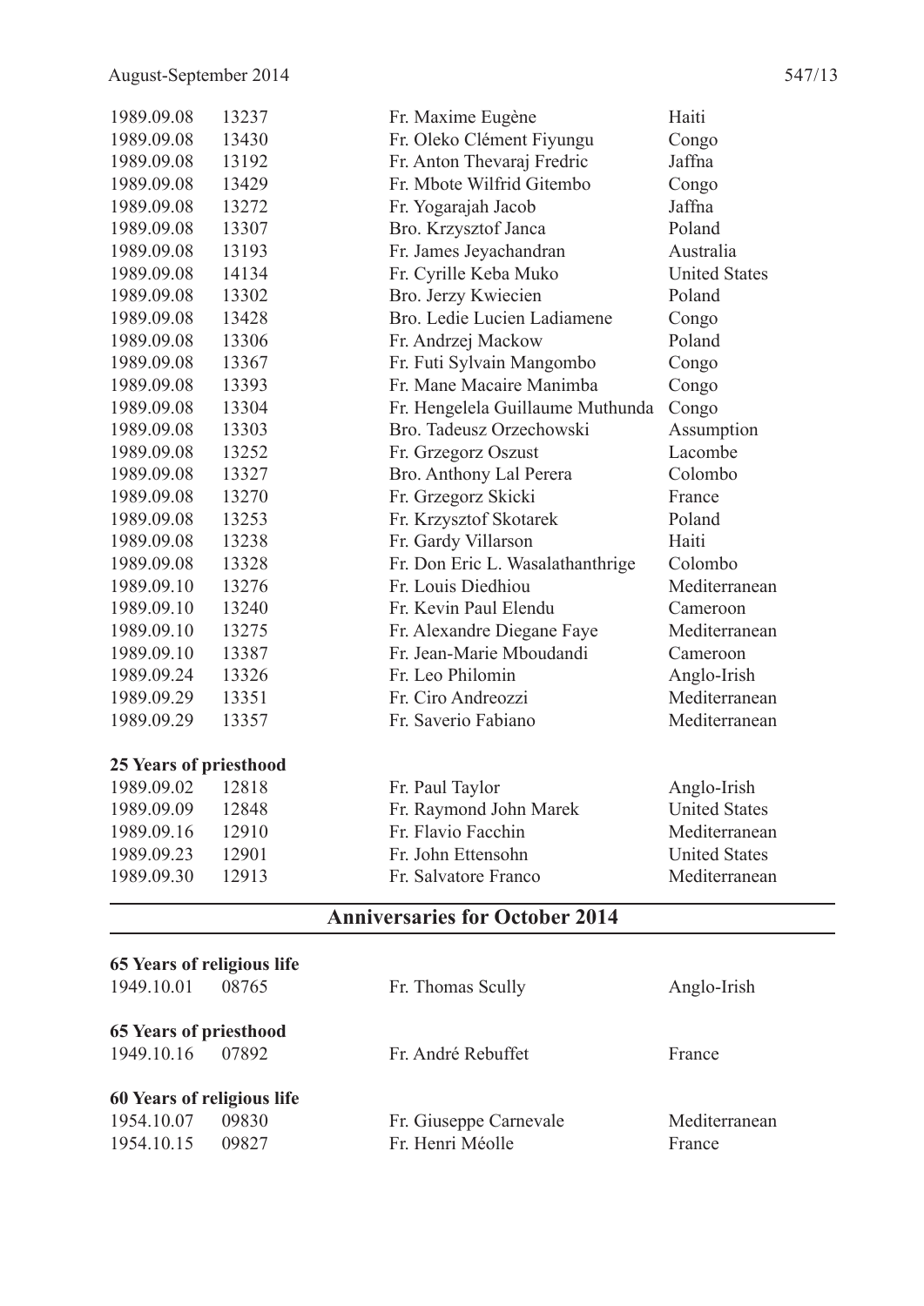| | | | |
|---|---|---|---|
| 1989.09.08 | 13237 | Fr. Maxime Eugène | Haiti |
| 1989.09.08 | 13430 | Fr. Oleko Clément Fiyungu | Congo |
| 1989.09.08 | 13192 | Fr. Anton Thevaraj Fredric | Jaffna |
| 1989.09.08 | 13429 | Fr. Mbote Wilfrid Gitembo | Congo |
| 1989.09.08 | 13272 | Fr. Yogarajah Jacob | Jaffna |
| 1989.09.08 | 13307 | Bro. Krzysztof Janca | Poland |
| 1989.09.08 | 13193 | Fr. James Jeyachandran | Australia |
| 1989.09.08 | 14134 | Fr. Cyrille Keba Muko | United States |
| 1989.09.08 | 13302 | Bro. Jerzy Kwiecien | Poland |
| 1989.09.08 | 13428 | Bro. Ledie Lucien Ladiamene | Congo |
| 1989.09.08 | 13306 | Fr. Andrzej Mackow | Poland |
| 1989.09.08 | 13367 | Fr. Futi Sylvain Mangombo | Congo |
| 1989.09.08 | 13393 | Fr. Mane Macaire Manimba | Congo |
| 1989.09.08 | 13304 | Fr. Hengelela Guillaume Muthunda | Congo |
| 1989.09.08 | 13303 | Bro. Tadeusz Orzechowski | Assumption |
| 1989.09.08 | 13252 | Fr. Grzegorz Oszust | Lacombe |
| 1989.09.08 | 13327 | Bro. Anthony Lal Perera | Colombo |
| 1989.09.08 | 13270 | Fr. Grzegorz Skicki | France |
| 1989.09.08 | 13253 | Fr. Krzysztof Skotarek | Poland |
| 1989.09.08 | 13238 | Fr. Gardy Villarson | Haiti |
| 1989.09.08 | 13328 | Fr. Don Eric L. Wasalathanthrige | Colombo |
| 1989.09.10 | 13276 | Fr. Louis Diedhiou | Mediterranean |
| 1989.09.10 | 13240 | Fr. Kevin Paul Elendu | Cameroon |
| 1989.09.10 | 13275 | Fr. Alexandre Diegane Faye | Mediterranean |
| 1989.09.10 | 13387 | Fr. Jean-Marie Mboudandi | Cameroon |
| 1989.09.24 | 13326 | Fr. Leo Philomin | Anglo-Irish |
| 1989.09.29 | 13351 | Fr. Ciro Andreozzi | Mediterranean |
| 1989.09.29 | 13357 | Fr. Saverio Fabiano | Mediterranean |

**25 Years of priesthood**

| | | | |
|---|---|---|---|
| 1989.09.02 | 12818 | Fr. Paul Taylor | Anglo-Irish |
| 1989.09.09 | 12848 | Fr. Raymond John Marek | United States |
| 1989.09.16 | 12910 | Fr. Flavio Facchin | Mediterranean |
| 1989.09.23 | 12901 | Fr. John Ettensohn | United States |
| 1989.09.30 | 12913 | Fr. Salvatore Franco | Mediterranean |

## Anniversaries for October 2014

**65 Years of religious life**

| | | | |
|---|---|---|---|
| 1949.10.01 | 08765 | Fr. Thomas Scully | Anglo-Irish |

**65 Years of priesthood**

| | | | |
|---|---|---|---|
| 1949.10.16 | 07892 | Fr. André Rebuffet | France |

**60 Years of religious life**

| | | | |
|---|---|---|---|
| 1954.10.07 | 09830 | Fr. Giuseppe Carnevale | Mediterranean |
| 1954.10.15 | 09827 | Fr. Henri Méolle | France |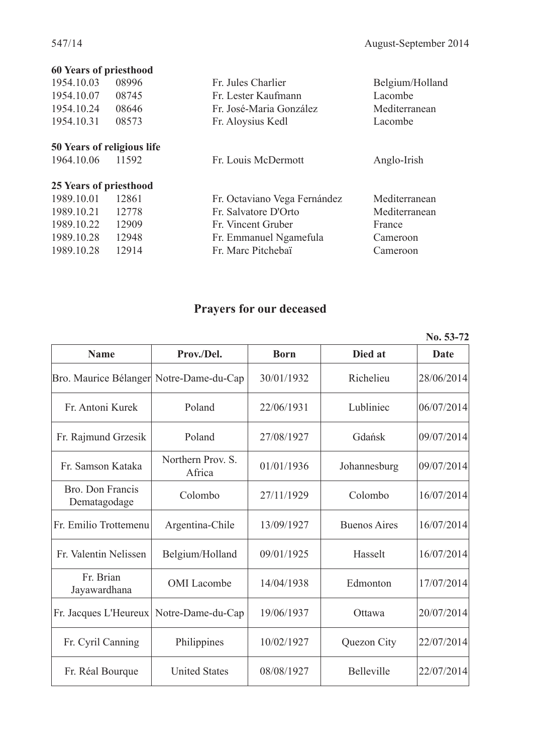**60 Years of priesthood**

| | | | |
|---|---|---|---|
| 1954.10.03 | 08996 | Fr. Jules Charlier | Belgium/Holland |
| 1954.10.07 | 08745 | Fr. Lester Kaufmann | Lacombe |
| 1954.10.24 | 08646 | Fr. José-Maria González | Mediterranean |
| 1954.10.31 | 08573 | Fr. Aloysius Kedl | Lacombe |

**50 Years of religious life**

| | | | |
|---|---|---|---|
| 1964.10.06 | 11592 | Fr. Louis McDermott | Anglo-Irish |

**25 Years of priesthood**

| | | | |
|---|---|---|---|
| 1989.10.01 | 12861 | Fr. Octaviano Vega Fernández | Mediterranean |
| 1989.10.21 | 12778 | Fr. Salvatore D'Orto | Mediterranean |
| 1989.10.22 | 12909 | Fr. Vincent Gruber | France |
| 1989.10.28 | 12948 | Fr. Emmanuel Ngamefula | Cameroon |
| 1989.10.28 | 12914 | Fr. Marc Pitchebaï | Cameroon |

## Prayers for our deceased

**No. 53-72**

| Name | Prov./Del. | Born | Died at | Date |
|---|---|---|---|---|
| Bro. Maurice Bélanger | Notre-Dame-du-Cap | 30/01/1932 | Richelieu | 28/06/2014 |
| Fr. Antoni Kurek | Poland | 22/06/1931 | Lubliniec | 06/07/2014 |
| Fr. Rajmund Grzesik | Poland | 27/08/1927 | Gdańsk | 09/07/2014 |
| Fr. Samson Kataka | Northern Prov. S. Africa | 01/01/1936 | Johannesburg | 09/07/2014 |
| Bro. Don Francis Dematagodage | Colombo | 27/11/1929 | Colombo | 16/07/2014 |
| Fr. Emilio Trottemenu | Argentina-Chile | 13/09/1927 | Buenos Aires | 16/07/2014 |
| Fr. Valentin Nelissen | Belgium/Holland | 09/01/1925 | Hasselt | 16/07/2014 |
| Fr. Brian Jayawardhana | OMI Lacombe | 14/04/1938 | Edmonton | 17/07/2014 |
| Fr. Jacques L'Heureux | Notre-Dame-du-Cap | 19/06/1937 | Ottawa | 20/07/2014 |
| Fr. Cyril Canning | Philippines | 10/02/1927 | Quezon City | 22/07/2014 |
| Fr. Réal Bourque | United States | 08/08/1927 | Belleville | 22/07/2014 |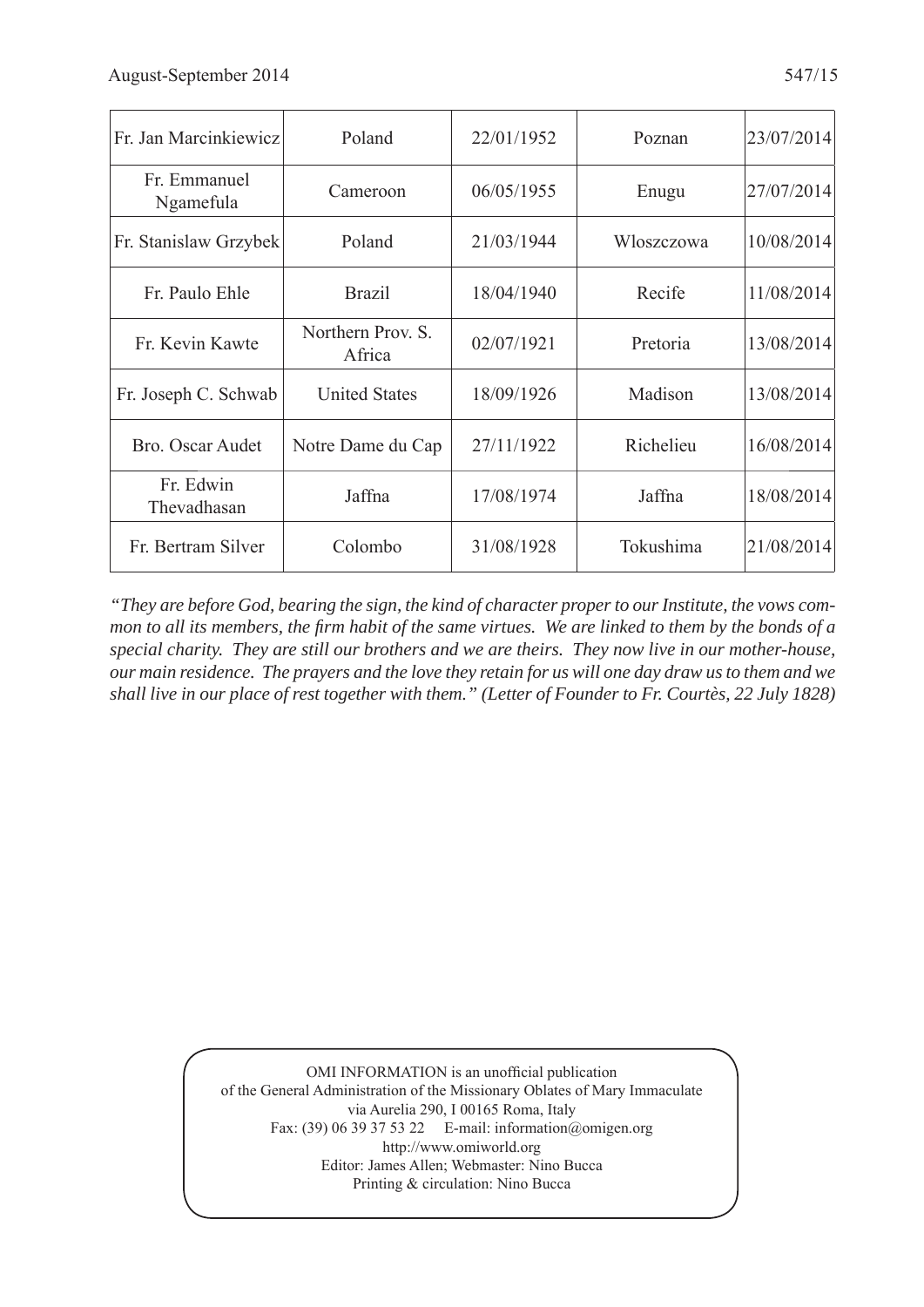| | | | | |
|---|---|---|---|---|
| Fr. Jan Marcinkiewicz | Poland | 22/01/1952 | Poznan | 23/07/2014 |
| Fr. Emmanuel Ngamefula | Cameroon | 06/05/1955 | Enugu | 27/07/2014 |
| Fr. Stanislaw Grzybek | Poland | 21/03/1944 | Wloszczowa | 10/08/2014 |
| Fr. Paulo Ehle | Brazil | 18/04/1940 | Recife | 11/08/2014 |
| Fr. Kevin Kawte | Northern Prov. S. Africa | 02/07/1921 | Pretoria | 13/08/2014 |
| Fr. Joseph C. Schwab | United States | 18/09/1926 | Madison | 13/08/2014 |
| Bro. Oscar Audet | Notre Dame du Cap | 27/11/1922 | Richelieu | 16/08/2014 |
| Fr. Edwin Thevadhasan | Jaffna | 17/08/1974 | Jaffna | 18/08/2014 |
| Fr. Bertram Silver | Colombo | 31/08/1928 | Tokushima | 21/08/2014 |

*"They are before God, bearing the sign, the kind of character proper to our Institute, the vows common to all its members, the firm habit of the same virtues. We are linked to them by the bonds of a special charity. They are still our brothers and we are theirs. They now live in our mother-house, our main residence. The prayers and the love they retain for us will one day draw us to them and we shall live in our place of rest together with them." (Letter of Founder to Fr. Courtès, 22 July 1828)*

OMI INFORMATION is an unofficial publication
of the General Administration of the Missionary Oblates of Mary Immaculate
via Aurelia 290, I 00165 Roma, Italy
Fax: (39) 06 39 37 53 22 E-mail: information@omigen.org
http://www.omiworld.org
Editor: James Allen; Webmaster: Nino Bucca
Printing & circulation: Nino Bucca